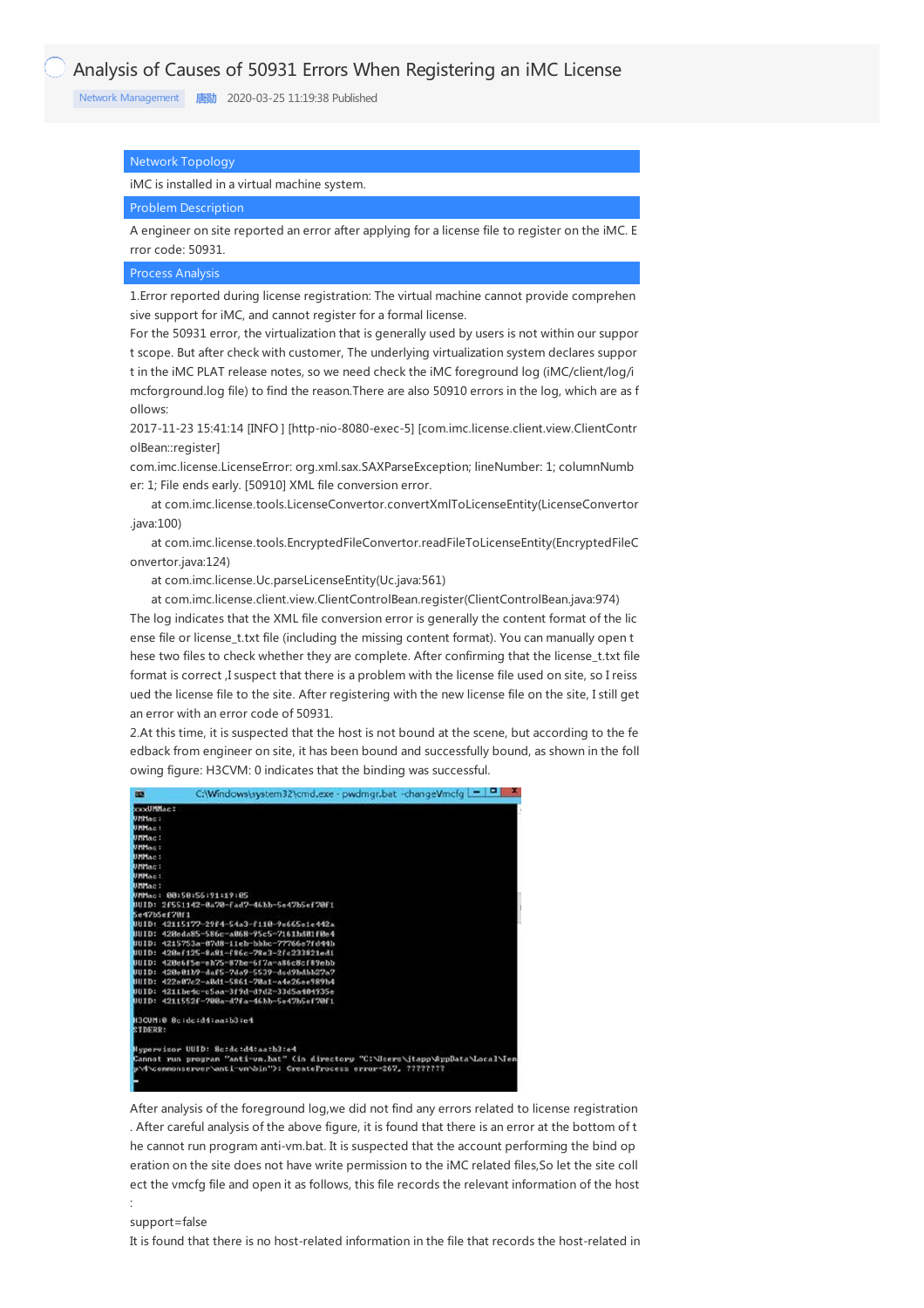# Analysis of Causes of 50931 Errors When Registering an iMC License

Network Management 唐勋 2020-03-25 11:19:38 Published

## Network Topology

iMC is installed in a virtual machine system.

## Problem Description

A engineer on site reported an error after applying for a license file to register on the iMC. Error code: 50931.

## Process Analysis

1.Error reported during license registration: The virtual machine cannot provide comprehensive support for iMC, and cannot register for a formal license.

For the 50931 error, the virtualization that is generally used by users is not within our support scope. But after check with customer, The underlying virtualization system declares support in the iMC PLAT release notes, so we need check the iMC foreground log (iMC/client/log/imcforground.log file) to find the reason.There are also 50910 errors in the log, which are as follows:

```
2017-11-23 15:41:14 [INFO ] [http-nio-8080-exec-5] [com.imc.license.client.view.ClientControlBean::register]
com.imc.license.LicenseError: org.xml.sax.SAXParseException; lineNumber: 1; columnNumber: 1; File ends early. [50910] XML file conversion error.
    at com.imc.license.tools.LicenseConvertor.convertXmlToLicenseEntity(LicenseConvertor.java:100)
    at com.imc.license.tools.EncryptedFileConvertor.readFileToLicenseEntity(EncryptedFileConvertor.java:124)
    at com.imc.license.Uc.parseLicenseEntity(Uc.java:561)
    at com.imc.license.client.view.ClientControlBean.register(ClientControlBean.java:974)
```

The log indicates that the XML file conversion error is generally the content format of the license file or license_t.txt file (including the missing content format). You can manually open these two files to check whether they are complete. After confirming that the license_t.txt file format is correct ,I suspect that there is a problem with the license file used on site, so I reissued the license file to the site. After registering with the new license file on the site, I still get an error with an error code of 50931.

2.At this time, it is suspected that the host is not bound at the scene, but according to the feedback from engineer on site, it has been bound and successfully bound, as shown in the following figure: H3CVM: 0 indicates that the binding was successful.

After analysis of the foreground log,we did not find any errors related to license registration. After careful analysis of the above figure, it is found that there is an error at the bottom of the cannot run program anti-vm.bat. It is suspected that the account performing the bind operation on the site does not have write permission to the iMC related files,So let the site collect the vmcfg file and open it as follows, this file records the relevant information of the host:

support=false

It is found that there is no host-related information in the file that records the host-related in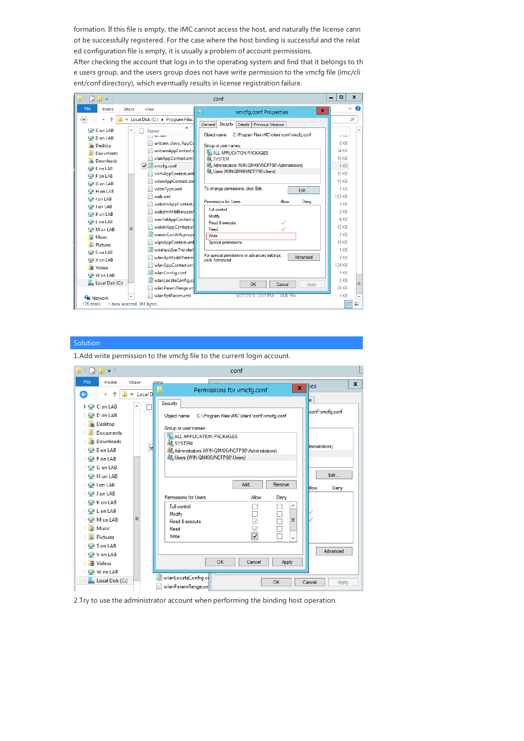formation. If this file is empty, the iMC cannot access the host, and naturally the license cannot be successfully registered. For the case where the host binding is successful and the related configuration file is empty, it is usually a problem of account permissions.

After checking the account that logs in to the operating system and find that it belongs to the users group, and the users group does not have write permission to the vmcfg file (imc/client/conf directory), which eventually results in license registration failure.

## Solution

1.Add write permission to the vmcfg file to the current login account.

2.Try to use the administrator account when performing the binding host operation.